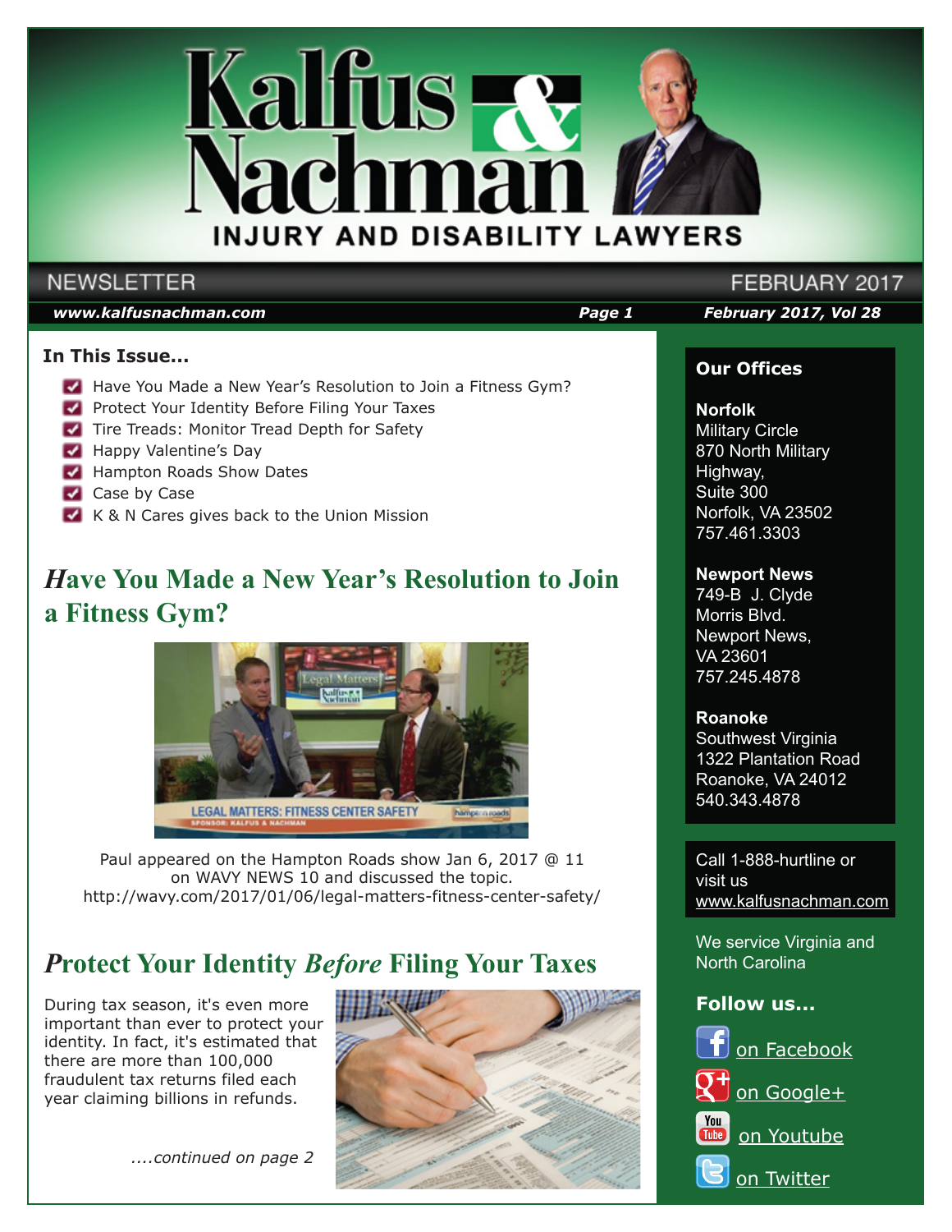# Kalfus & Nachman

## INJURY AND DISABILITY LAWYERS

NEWSLETTER FEBRUARY 2017

**www.kalfusnachman.com** **February 2017, Vol 28**

### In This Issue...

- Have You Made a New Year's Resolution to Join a Fitness Gym?
- Protect Your Identity Before Filing Your Taxes
- Tire Treads: Monitor Tread Depth for Safety
- Happy Valentine's Day
- Hampton Roads Show Dates
- Case by Case
- K & N Cares gives back to the Union Mission

## Have You Made a New Year's Resolution to Join a Fitness Gym?

Paul appeared on the Hampton Roads show Jan 6, 2017 @ 11 on WAVY NEWS 10 and discussed the topic. http://wavy.com/2017/01/06/legal-matters-fitness-center-safety/

## Protect Your Identity *Before* Filing Your Taxes

During tax season, it's even more important than ever to protect your identity. In fact, it's estimated that there are more than 100,000 fraudulent tax returns filed each year claiming billions in refunds.

*....continued on page 2*

### Our Offices

**Norfolk**
Military Circle
870 North Military Highway,
Suite 300
Norfolk, VA 23502
757.461.3303

**Newport News**
749-B J. Clyde Morris Blvd.
Newport News, VA 23601
757.245.4878

**Roanoke**
Southwest Virginia
1322 Plantation Road
Roanoke, VA 24012
540.343.4878

Call 1-888-hurtline or visit us www.kalfusnachman.com

We service Virginia and North Carolina

### Follow us...

- on Facebook
- on Google+
- on Youtube
- on Twitter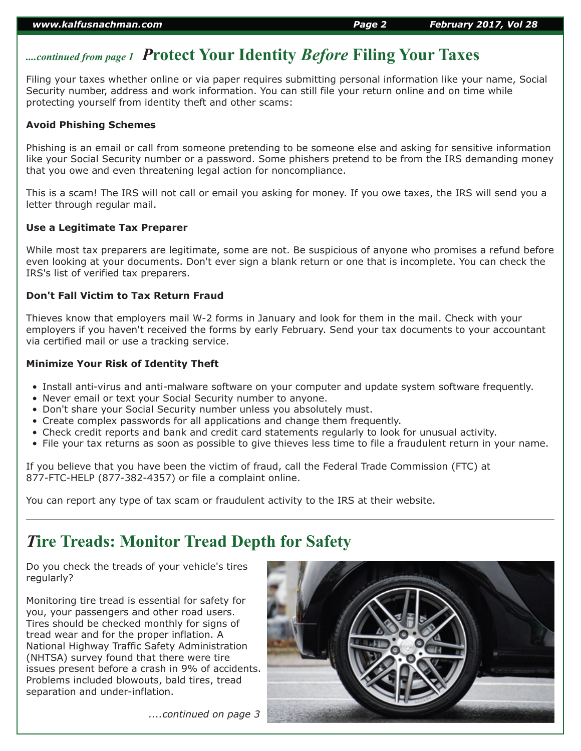*....continued from page 1* 

## *P*rotect Your Identity *Before* Filing Your Taxes

Filing your taxes whether online or via paper requires submitting personal information like your name, Social Security number, address and work information. You can still file your return online and on time while protecting yourself from identity theft and other scams:

**Avoid Phishing Schemes**

Phishing is an email or call from someone pretending to be someone else and asking for sensitive information like your Social Security number or a password. Some phishers pretend to be from the IRS demanding money that you owe and even threatening legal action for noncompliance.

This is a scam! The IRS will not call or email you asking for money. If you owe taxes, the IRS will send you a letter through regular mail.

**Use a Legitimate Tax Preparer**

While most tax preparers are legitimate, some are not. Be suspicious of anyone who promises a refund before even looking at your documents. Don't ever sign a blank return or one that is incomplete. You can check the IRS's list of verified tax preparers.

**Don't Fall Victim to Tax Return Fraud**

Thieves know that employers mail W-2 forms in January and look for them in the mail. Check with your employers if you haven't received the forms by early February. Send your tax documents to your accountant via certified mail or use a tracking service.

**Minimize Your Risk of Identity Theft**

- Install anti-virus and anti-malware software on your computer and update system software frequently.
- Never email or text your Social Security number to anyone.
- Don't share your Social Security number unless you absolutely must.
- Create complex passwords for all applications and change them frequently.
- Check credit reports and bank and credit card statements regularly to look for unusual activity.
- File your tax returns as soon as possible to give thieves less time to file a fraudulent return in your name.

If you believe that you have been the victim of fraud, call the Federal Trade Commission (FTC) at 877-FTC-HELP (877-382-4357) or file a complaint online.

You can report any type of tax scam or fraudulent activity to the IRS at their website.

---

## *T*ire Treads: Monitor Tread Depth for Safety

Do you check the treads of your vehicle's tires regularly?

Monitoring tire tread is essential for safety for you, your passengers and other road users. Tires should be checked monthly for signs of tread wear and for the proper inflation. A National Highway Traffic Safety Administration (NHTSA) survey found that there were tire issues present before a crash in 9% of accidents. Problems included blowouts, bald tires, tread separation and under-inflation.

*....continued on page 3*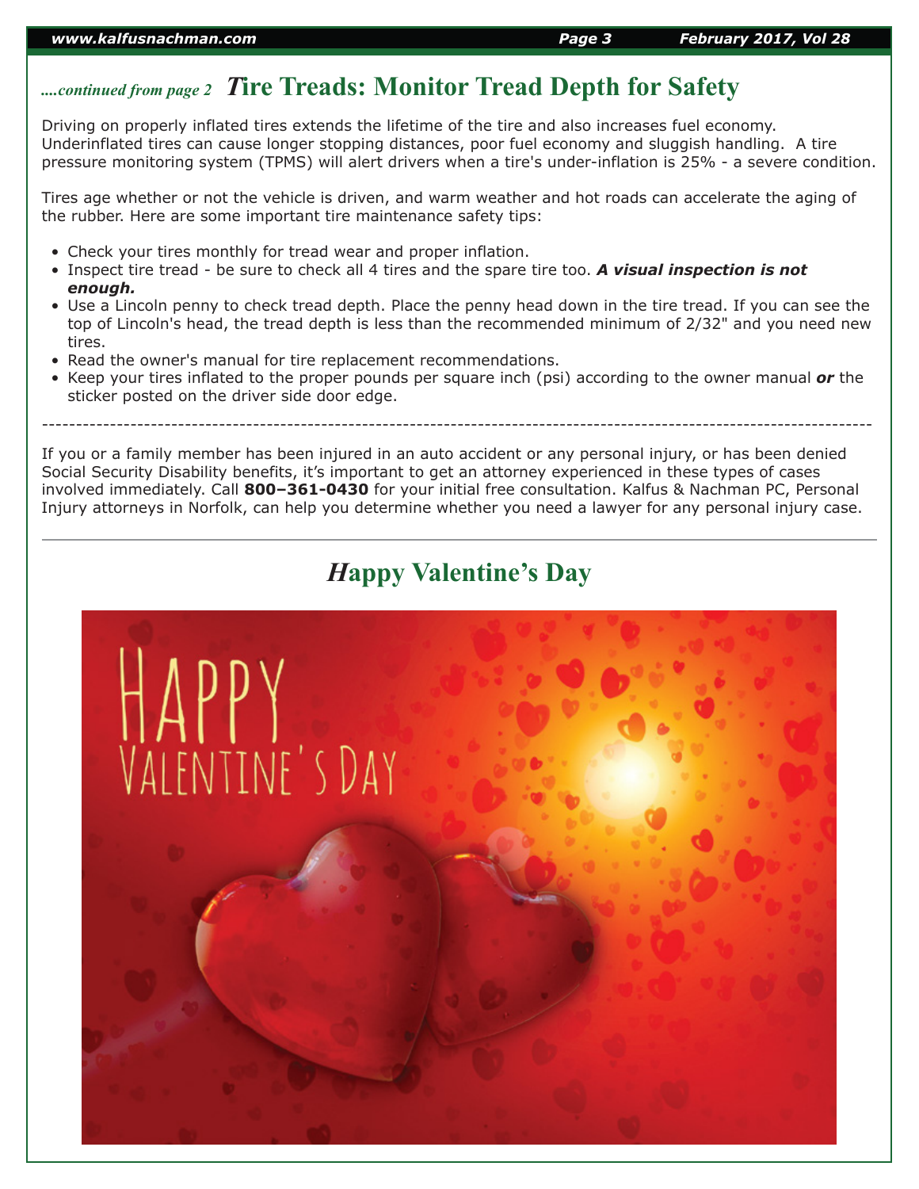*....continued from page 2* 

## Tire Treads: Monitor Tread Depth for Safety

Driving on properly inflated tires extends the lifetime of the tire and also increases fuel economy. Underinflated tires can cause longer stopping distances, poor fuel economy and sluggish handling. A tire pressure monitoring system (TPMS) will alert drivers when a tire's under-inflation is 25% - a severe condition.

Tires age whether or not the vehicle is driven, and warm weather and hot roads can accelerate the aging of the rubber. Here are some important tire maintenance safety tips:

- Check your tires monthly for tread wear and proper inflation.
- Inspect tire tread - be sure to check all 4 tires and the spare tire too. ***A visual inspection is not enough.***
- Use a Lincoln penny to check tread depth. Place the penny head down in the tire tread. If you can see the top of Lincoln's head, the tread depth is less than the recommended minimum of 2/32" and you need new tires.
- Read the owner's manual for tire replacement recommendations.
- Keep your tires inflated to the proper pounds per square inch (psi) according to the owner manual ***or*** the sticker posted on the driver side door edge.

---

If you or a family member has been injured in an auto accident or any personal injury, or has been denied Social Security Disability benefits, it's important to get an attorney experienced in these types of cases involved immediately. Call **800–361-0430** for your initial free consultation. Kalfus & Nachman PC, Personal Injury attorneys in Norfolk, can help you determine whether you need a lawyer for any personal injury case.

---

## Happy Valentine's Day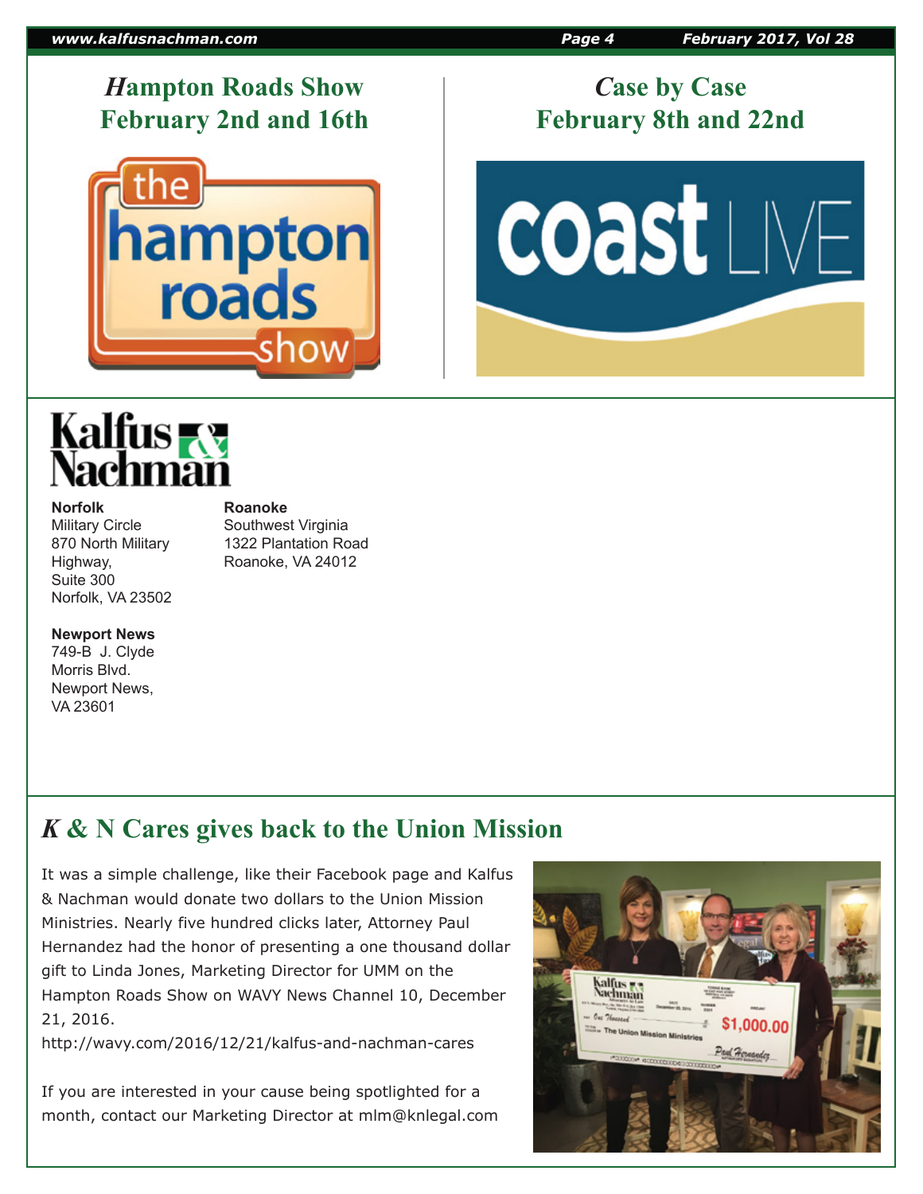## *H*ampton Roads Show February 2nd and 16th

## *C*ase by Case February 8th and 22nd

**Norfolk**
Military Circle
870 North Military Highway,
Suite 300
Norfolk, VA 23502

**Newport News**
749-B J. Clyde Morris Blvd.
Newport News, VA 23601

**Roanoke**
Southwest Virginia
1322 Plantation Road
Roanoke, VA 24012

## *K* & N Cares gives back to the Union Mission

It was a simple challenge, like their Facebook page and Kalfus & Nachman would donate two dollars to the Union Mission Ministries. Nearly five hundred clicks later, Attorney Paul Hernandez had the honor of presenting a one thousand dollar gift to Linda Jones, Marketing Director for UMM on the Hampton Roads Show on WAVY News Channel 10, December 21, 2016.
http://wavy.com/2016/12/21/kalfus-and-nachman-cares

If you are interested in your cause being spotlighted for a month, contact our Marketing Director at mlm@knlegal.com